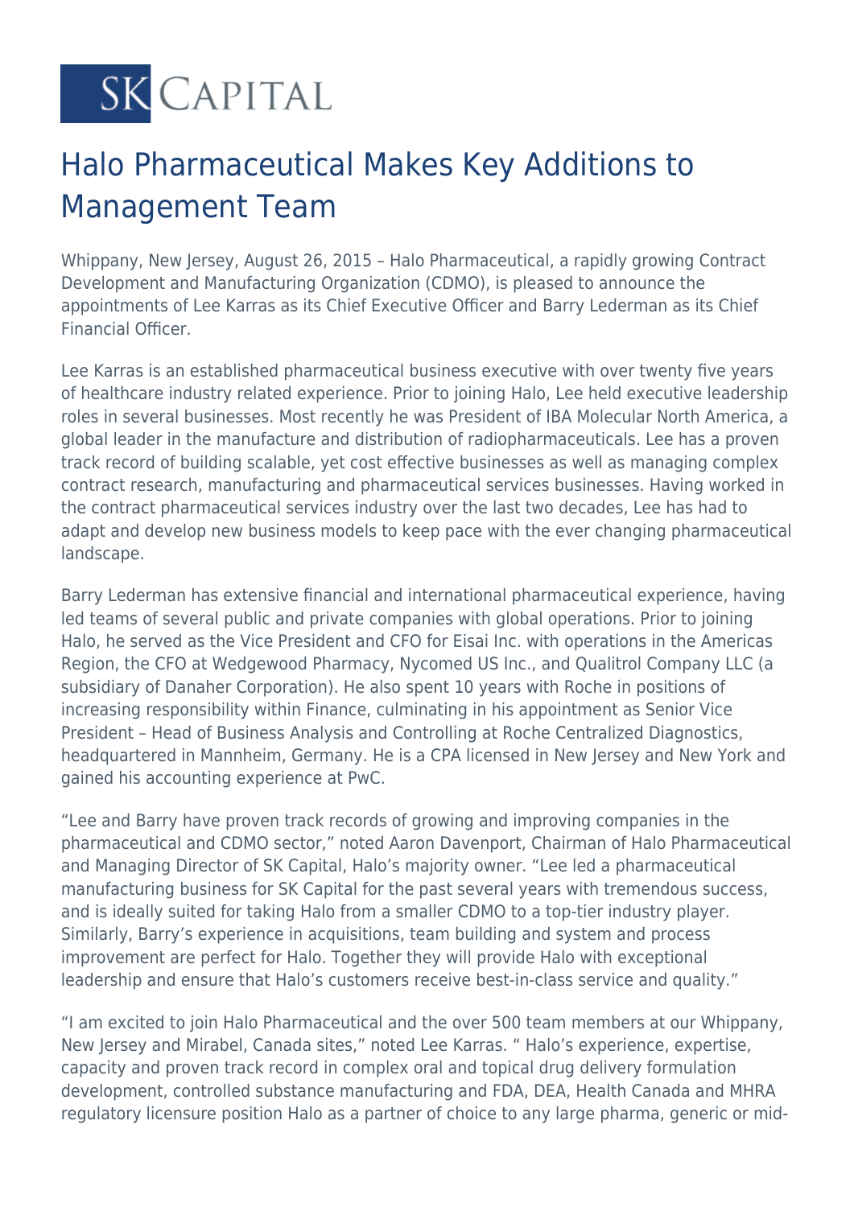SK CAPITAL

# Halo Pharmaceutical Makes Key Additions to Management Team

Whippany, New Jersey, August 26, 2015 – Halo Pharmaceutical, a rapidly growing Contract Development and Manufacturing Organization (CDMO), is pleased to announce the appointments of Lee Karras as its Chief Executive Officer and Barry Lederman as its Chief Financial Officer.

Lee Karras is an established pharmaceutical business executive with over twenty five years of healthcare industry related experience. Prior to joining Halo, Lee held executive leadership roles in several businesses. Most recently he was President of IBA Molecular North America, a global leader in the manufacture and distribution of radiopharmaceuticals. Lee has a proven track record of building scalable, yet cost effective businesses as well as managing complex contract research, manufacturing and pharmaceutical services businesses. Having worked in the contract pharmaceutical services industry over the last two decades, Lee has had to adapt and develop new business models to keep pace with the ever changing pharmaceutical landscape.

Barry Lederman has extensive financial and international pharmaceutical experience, having led teams of several public and private companies with global operations. Prior to joining Halo, he served as the Vice President and CFO for Eisai Inc. with operations in the Americas Region, the CFO at Wedgewood Pharmacy, Nycomed US Inc., and Qualitrol Company LLC (a subsidiary of Danaher Corporation). He also spent 10 years with Roche in positions of increasing responsibility within Finance, culminating in his appointment as Senior Vice President – Head of Business Analysis and Controlling at Roche Centralized Diagnostics, headquartered in Mannheim, Germany. He is a CPA licensed in New Jersey and New York and gained his accounting experience at PwC.

"Lee and Barry have proven track records of growing and improving companies in the pharmaceutical and CDMO sector," noted Aaron Davenport, Chairman of Halo Pharmaceutical and Managing Director of SK Capital, Halo's majority owner. "Lee led a pharmaceutical manufacturing business for SK Capital for the past several years with tremendous success, and is ideally suited for taking Halo from a smaller CDMO to a top-tier industry player. Similarly, Barry's experience in acquisitions, team building and system and process improvement are perfect for Halo. Together they will provide Halo with exceptional leadership and ensure that Halo's customers receive best-in-class service and quality."

"I am excited to join Halo Pharmaceutical and the over 500 team members at our Whippany, New Jersey and Mirabel, Canada sites," noted Lee Karras. " Halo's experience, expertise, capacity and proven track record in complex oral and topical drug delivery formulation development, controlled substance manufacturing and FDA, DEA, Health Canada and MHRA regulatory licensure position Halo as a partner of choice to any large pharma, generic or mid-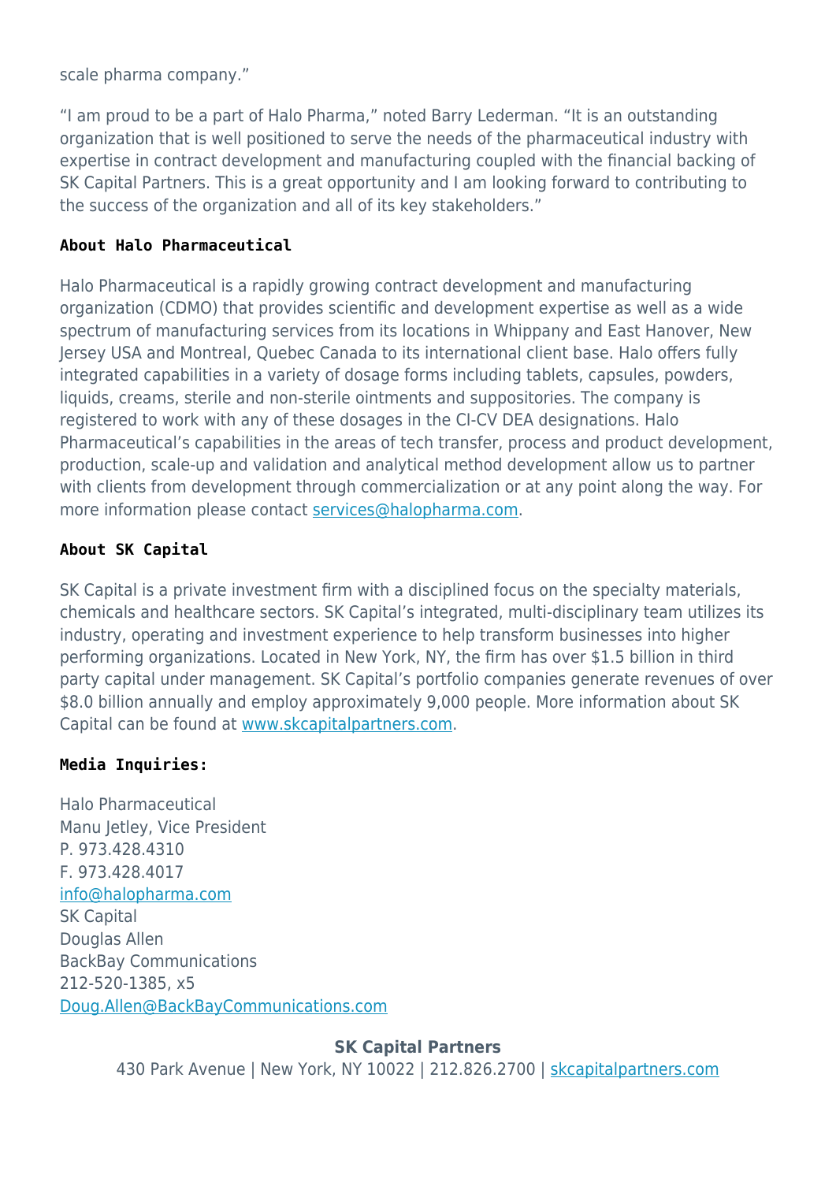scale pharma company."

"I am proud to be a part of Halo Pharma," noted Barry Lederman. "It is an outstanding organization that is well positioned to serve the needs of the pharmaceutical industry with expertise in contract development and manufacturing coupled with the financial backing of SK Capital Partners. This is a great opportunity and I am looking forward to contributing to the success of the organization and all of its key stakeholders."

**About Halo Pharmaceutical**

Halo Pharmaceutical is a rapidly growing contract development and manufacturing organization (CDMO) that provides scientific and development expertise as well as a wide spectrum of manufacturing services from its locations in Whippany and East Hanover, New Jersey USA and Montreal, Quebec Canada to its international client base. Halo offers fully integrated capabilities in a variety of dosage forms including tablets, capsules, powders, liquids, creams, sterile and non-sterile ointments and suppositories. The company is registered to work with any of these dosages in the CI-CV DEA designations. Halo Pharmaceutical's capabilities in the areas of tech transfer, process and product development, production, scale-up and validation and analytical method development allow us to partner with clients from development through commercialization or at any point along the way. For more information please contact [services@halopharma.com](mailto:services@halopharma.com).

**About SK Capital**

SK Capital is a private investment firm with a disciplined focus on the specialty materials, chemicals and healthcare sectors. SK Capital's integrated, multi-disciplinary team utilizes its industry, operating and investment experience to help transform businesses into higher performing organizations. Located in New York, NY, the firm has over $1.5 billion in third party capital under management. SK Capital's portfolio companies generate revenues of over $8.0 billion annually and employ approximately 9,000 people. More information about SK Capital can be found at [www.skcapitalpartners.com](http://www.skcapitalpartners.com).

**Media Inquiries:**

Halo Pharmaceutical
Manu Jetley, Vice President
P. 973.428.4310
F. 973.428.4017
[info@halopharma.com](mailto:info@halopharma.com)
SK Capital
Douglas Allen
BackBay Communications
212-520-1385, x5
[Doug.Allen@BackBayCommunications.com](mailto:Doug.Allen@BackBayCommunications.com)

**SK Capital Partners**
430 Park Avenue | New York, NY 10022 | 212.826.2700 | [skcapitalpartners.com](http://skcapitalpartners.com)